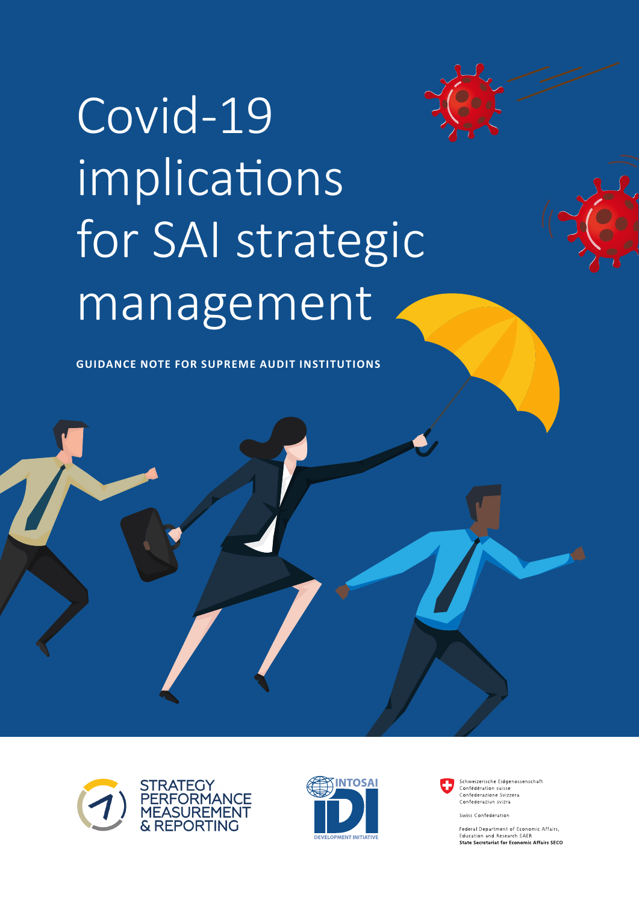# Covid-19 implications for SAI strategic management

**GUIDANCE NOTE FOR SUPREME AUDIT INSTITUTIONS**

STRATEGY PERFORMANCE MEASUREMENT & REPORTING

INTOSAI IDI DEVELOPMENT INITIATIVE

Schweizerische Eidgenossenschaft
Confédération suisse
Confederazione Svizzera
Confederaziun svizra

Swiss Confederation

Federal Department of Economic Affairs, Education and Research EAER
**State Secretariat for Economic Affairs SECO**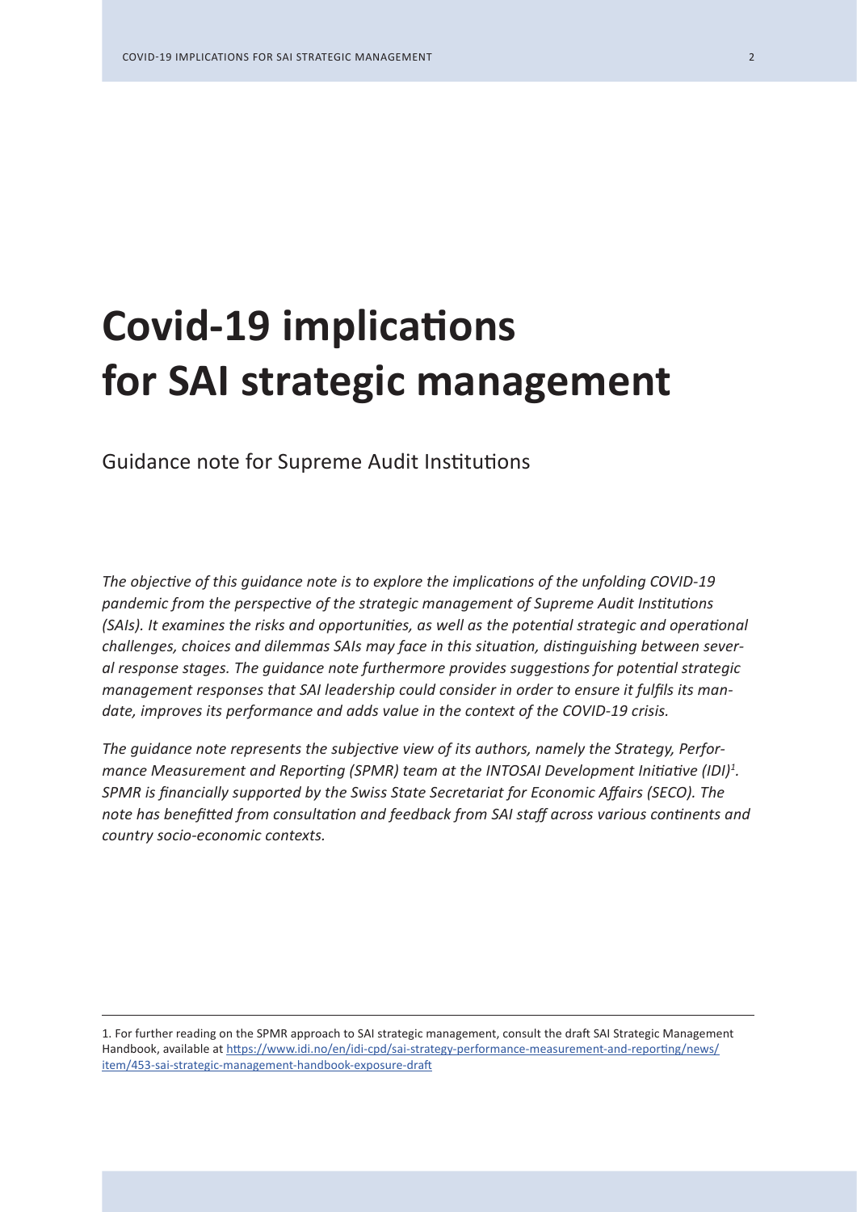# Covid-19 implications for SAI strategic management

Guidance note for Supreme Audit Institutions

*The objective of this guidance note is to explore the implications of the unfolding COVID-19 pandemic from the perspective of the strategic management of Supreme Audit Institutions (SAIs). It examines the risks and opportunities, as well as the potential strategic and operational challenges, choices and dilemmas SAIs may face in this situation, distinguishing between several response stages. The guidance note furthermore provides suggestions for potential strategic management responses that SAI leadership could consider in order to ensure it fulfils its mandate, improves its performance and adds value in the context of the COVID-19 crisis.*

*The guidance note represents the subjective view of its authors, namely the Strategy, Performance Measurement and Reporting (SPMR) team at the INTOSAI Development Initiative (IDI)[1]. SPMR is financially supported by the Swiss State Secretariat for Economic Affairs (SECO). The note has benefitted from consultation and feedback from SAI staff across various continents and country socio-economic contexts.*

---

1. For further reading on the SPMR approach to SAI strategic management, consult the draft SAI Strategic Management Handbook, available at https://www.idi.no/en/idi-cpd/sai-strategy-performance-measurement-and-reporting/news/item/453-sai-strategic-management-handbook-exposure-draft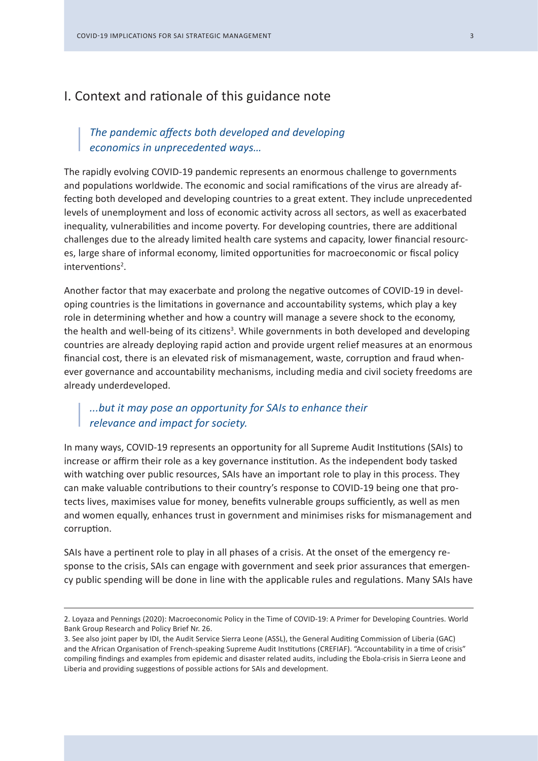# I. Context and rationale of this guidance note

> *The pandemic affects both developed and developing economics in unprecedented ways…*

The rapidly evolving COVID-19 pandemic represents an enormous challenge to governments and populations worldwide. The economic and social ramifications of the virus are already affecting both developed and developing countries to a great extent. They include unprecedented levels of unemployment and loss of economic activity across all sectors, as well as exacerbated inequality, vulnerabilities and income poverty. For developing countries, there are additional challenges due to the already limited health care systems and capacity, lower financial resources, large share of informal economy, limited opportunities for macroeconomic or fiscal policy interventions[2].

Another factor that may exacerbate and prolong the negative outcomes of COVID-19 in developing countries is the limitations in governance and accountability systems, which play a key role in determining whether and how a country will manage a severe shock to the economy, the health and well-being of its citizens[3]. While governments in both developed and developing countries are already deploying rapid action and provide urgent relief measures at an enormous financial cost, there is an elevated risk of mismanagement, waste, corruption and fraud whenever governance and accountability mechanisms, including media and civil society freedoms are already underdeveloped.

> *...but it may pose an opportunity for SAIs to enhance their relevance and impact for society.*

In many ways, COVID-19 represents an opportunity for all Supreme Audit Institutions (SAIs) to increase or affirm their role as a key governance institution. As the independent body tasked with watching over public resources, SAIs have an important role to play in this process. They can make valuable contributions to their country's response to COVID-19 being one that protects lives, maximises value for money, benefits vulnerable groups sufficiently, as well as men and women equally, enhances trust in government and minimises risks for mismanagement and corruption.

SAIs have a pertinent role to play in all phases of a crisis. At the onset of the emergency response to the crisis, SAIs can engage with government and seek prior assurances that emergency public spending will be done in line with the applicable rules and regulations. Many SAIs have

---

2. Loyaza and Pennings (2020): Macroeconomic Policy in the Time of COVID-19: A Primer for Developing Countries. World Bank Group Research and Policy Brief Nr. 26.

3. See also joint paper by IDI, the Audit Service Sierra Leone (ASSL), the General Auditing Commission of Liberia (GAC) and the African Organisation of French-speaking Supreme Audit Institutions (CREFIAF). "Accountability in a time of crisis" compiling findings and examples from epidemic and disaster related audits, including the Ebola-crisis in Sierra Leone and Liberia and providing suggestions of possible actions for SAIs and development.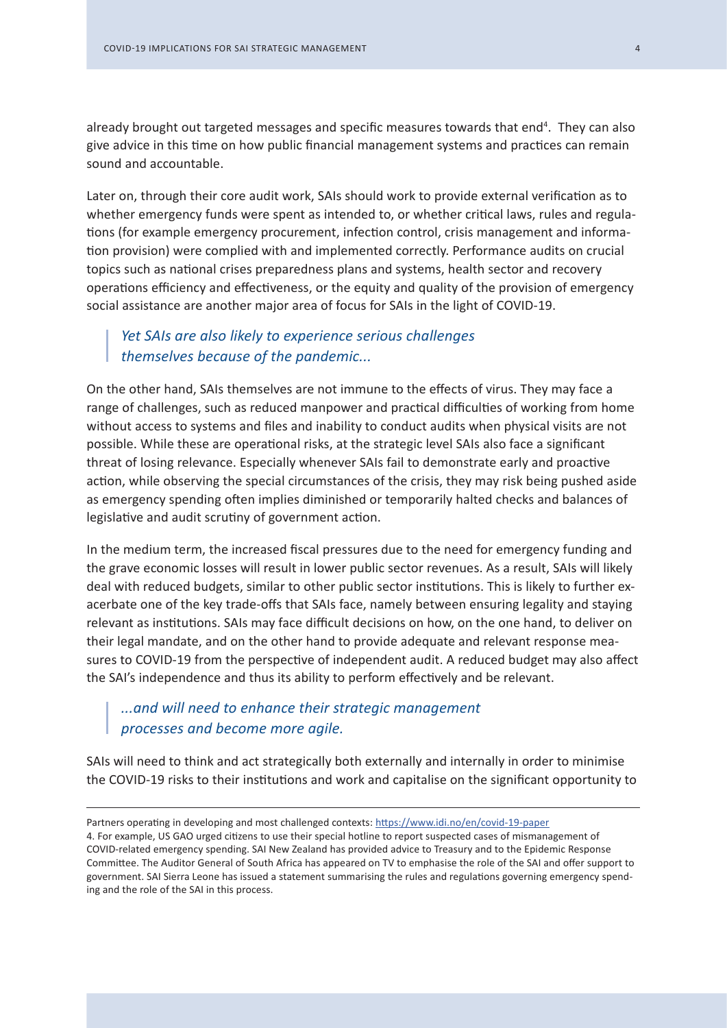already brought out targeted messages and specific measures towards that end[4]. They can also give advice in this time on how public financial management systems and practices can remain sound and accountable.

Later on, through their core audit work, SAIs should work to provide external verification as to whether emergency funds were spent as intended to, or whether critical laws, rules and regulations (for example emergency procurement, infection control, crisis management and information provision) were complied with and implemented correctly. Performance audits on crucial topics such as national crises preparedness plans and systems, health sector and recovery operations efficiency and effectiveness, or the equity and quality of the provision of emergency social assistance are another major area of focus for SAIs in the light of COVID-19.

> *Yet SAIs are also likely to experience serious challenges themselves because of the pandemic...*

On the other hand, SAIs themselves are not immune to the effects of virus. They may face a range of challenges, such as reduced manpower and practical difficulties of working from home without access to systems and files and inability to conduct audits when physical visits are not possible. While these are operational risks, at the strategic level SAIs also face a significant threat of losing relevance. Especially whenever SAIs fail to demonstrate early and proactive action, while observing the special circumstances of the crisis, they may risk being pushed aside as emergency spending often implies diminished or temporarily halted checks and balances of legislative and audit scrutiny of government action.

In the medium term, the increased fiscal pressures due to the need for emergency funding and the grave economic losses will result in lower public sector revenues. As a result, SAIs will likely deal with reduced budgets, similar to other public sector institutions. This is likely to further exacerbate one of the key trade-offs that SAIs face, namely between ensuring legality and staying relevant as institutions. SAIs may face difficult decisions on how, on the one hand, to deliver on their legal mandate, and on the other hand to provide adequate and relevant response measures to COVID-19 from the perspective of independent audit. A reduced budget may also affect the SAI's independence and thus its ability to perform effectively and be relevant.

> *...and will need to enhance their strategic management processes and become more agile.*

SAIs will need to think and act strategically both externally and internally in order to minimise the COVID-19 risks to their institutions and work and capitalise on the significant opportunity to

---

Partners operating in developing and most challenged contexts: https://www.idi.no/en/covid-19-paper

4. For example, US GAO urged citizens to use their special hotline to report suspected cases of mismanagement of COVID-related emergency spending. SAI New Zealand has provided advice to Treasury and to the Epidemic Response Committee. The Auditor General of South Africa has appeared on TV to emphasise the role of the SAI and offer support to government. SAI Sierra Leone has issued a statement summarising the rules and regulations governing emergency spending and the role of the SAI in this process.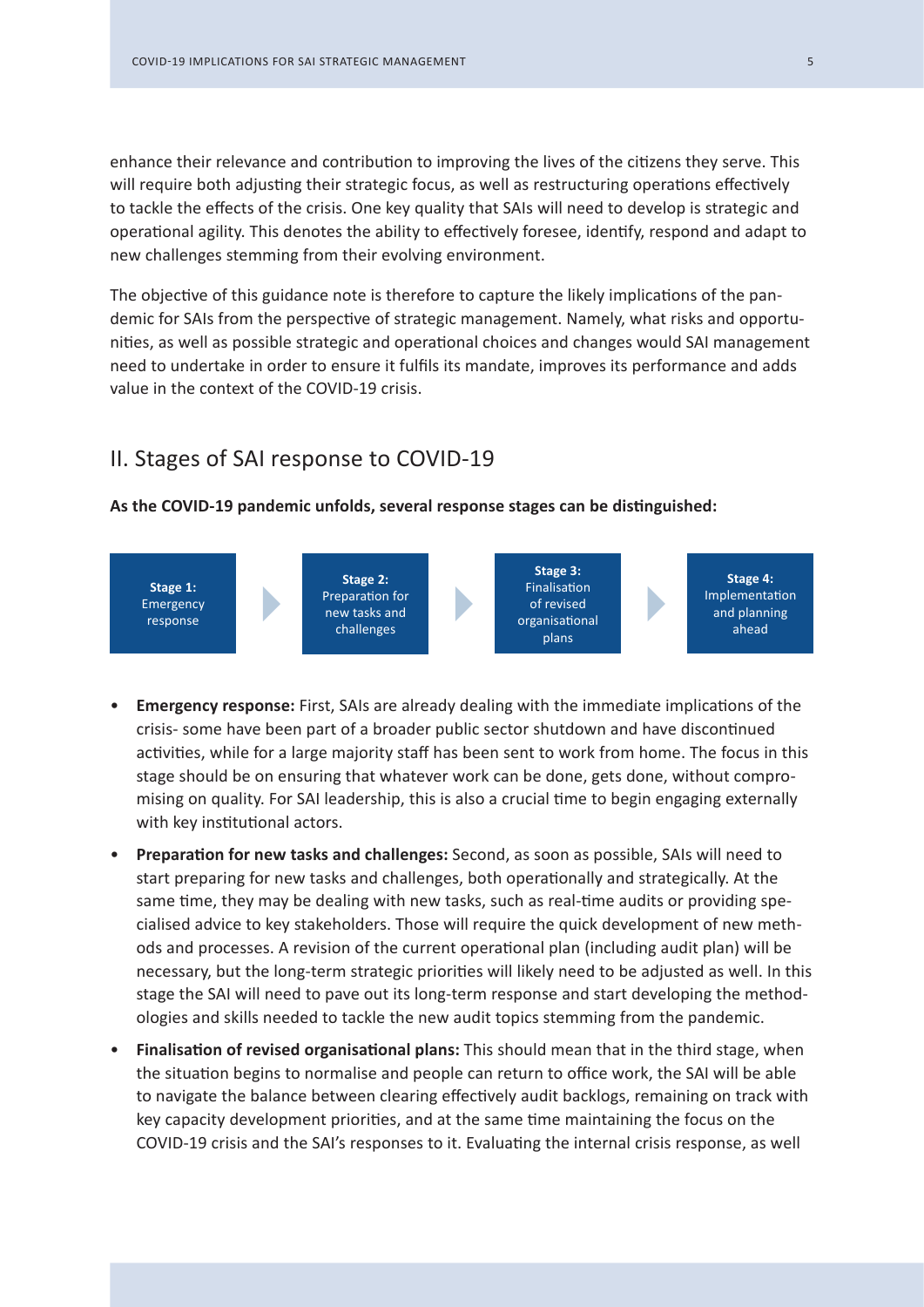enhance their relevance and contribution to improving the lives of the citizens they serve. This will require both adjusting their strategic focus, as well as restructuring operations effectively to tackle the effects of the crisis. One key quality that SAIs will need to develop is strategic and operational agility. This denotes the ability to effectively foresee, identify, respond and adapt to new challenges stemming from their evolving environment.

The objective of this guidance note is therefore to capture the likely implications of the pandemic for SAIs from the perspective of strategic management. Namely, what risks and opportunities, as well as possible strategic and operational choices and changes would SAI management need to undertake in order to ensure it fulfils its mandate, improves its performance and adds value in the context of the COVID-19 crisis.

## II. Stages of SAI response to COVID-19

**As the COVID-19 pandemic unfolds, several response stages can be distinguished:**

**Stage 1:** Emergency response → **Stage 2:** Preparation for new tasks and challenges → **Stage 3:** Finalisation of revised organisational plans → **Stage 4:** Implementation and planning ahead

- **Emergency response:** First, SAIs are already dealing with the immediate implications of the crisis- some have been part of a broader public sector shutdown and have discontinued activities, while for a large majority staff has been sent to work from home. The focus in this stage should be on ensuring that whatever work can be done, gets done, without compromising on quality. For SAI leadership, this is also a crucial time to begin engaging externally with key institutional actors.
- **Preparation for new tasks and challenges:** Second, as soon as possible, SAIs will need to start preparing for new tasks and challenges, both operationally and strategically. At the same time, they may be dealing with new tasks, such as real-time audits or providing specialised advice to key stakeholders. Those will require the quick development of new methods and processes. A revision of the current operational plan (including audit plan) will be necessary, but the long-term strategic priorities will likely need to be adjusted as well. In this stage the SAI will need to pave out its long-term response and start developing the methodologies and skills needed to tackle the new audit topics stemming from the pandemic.
- **Finalisation of revised organisational plans:** This should mean that in the third stage, when the situation begins to normalise and people can return to office work, the SAI will be able to navigate the balance between clearing effectively audit backlogs, remaining on track with key capacity development priorities, and at the same time maintaining the focus on the COVID-19 crisis and the SAI's responses to it. Evaluating the internal crisis response, as well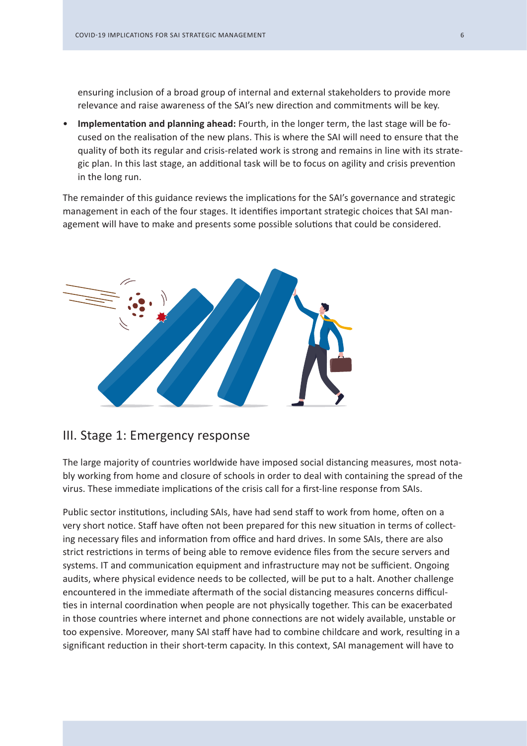ensuring inclusion of a broad group of internal and external stakeholders to provide more relevance and raise awareness of the SAI's new direction and commitments will be key.

- **Implementation and planning ahead:** Fourth, in the longer term, the last stage will be focused on the realisation of the new plans. This is where the SAI will need to ensure that the quality of both its regular and crisis-related work is strong and remains in line with its strategic plan. In this last stage, an additional task will be to focus on agility and crisis prevention in the long run.

The remainder of this guidance reviews the implications for the SAI's governance and strategic management in each of the four stages. It identifies important strategic choices that SAI management will have to make and presents some possible solutions that could be considered.

## III. Stage 1: Emergency response

The large majority of countries worldwide have imposed social distancing measures, most notably working from home and closure of schools in order to deal with containing the spread of the virus. These immediate implications of the crisis call for a first-line response from SAIs.

Public sector institutions, including SAIs, have had send staff to work from home, often on a very short notice. Staff have often not been prepared for this new situation in terms of collecting necessary files and information from office and hard drives. In some SAIs, there are also strict restrictions in terms of being able to remove evidence files from the secure servers and systems. IT and communication equipment and infrastructure may not be sufficient. Ongoing audits, where physical evidence needs to be collected, will be put to a halt. Another challenge encountered in the immediate aftermath of the social distancing measures concerns difficulties in internal coordination when people are not physically together. This can be exacerbated in those countries where internet and phone connections are not widely available, unstable or too expensive. Moreover, many SAI staff have had to combine childcare and work, resulting in a significant reduction in their short-term capacity. In this context, SAI management will have to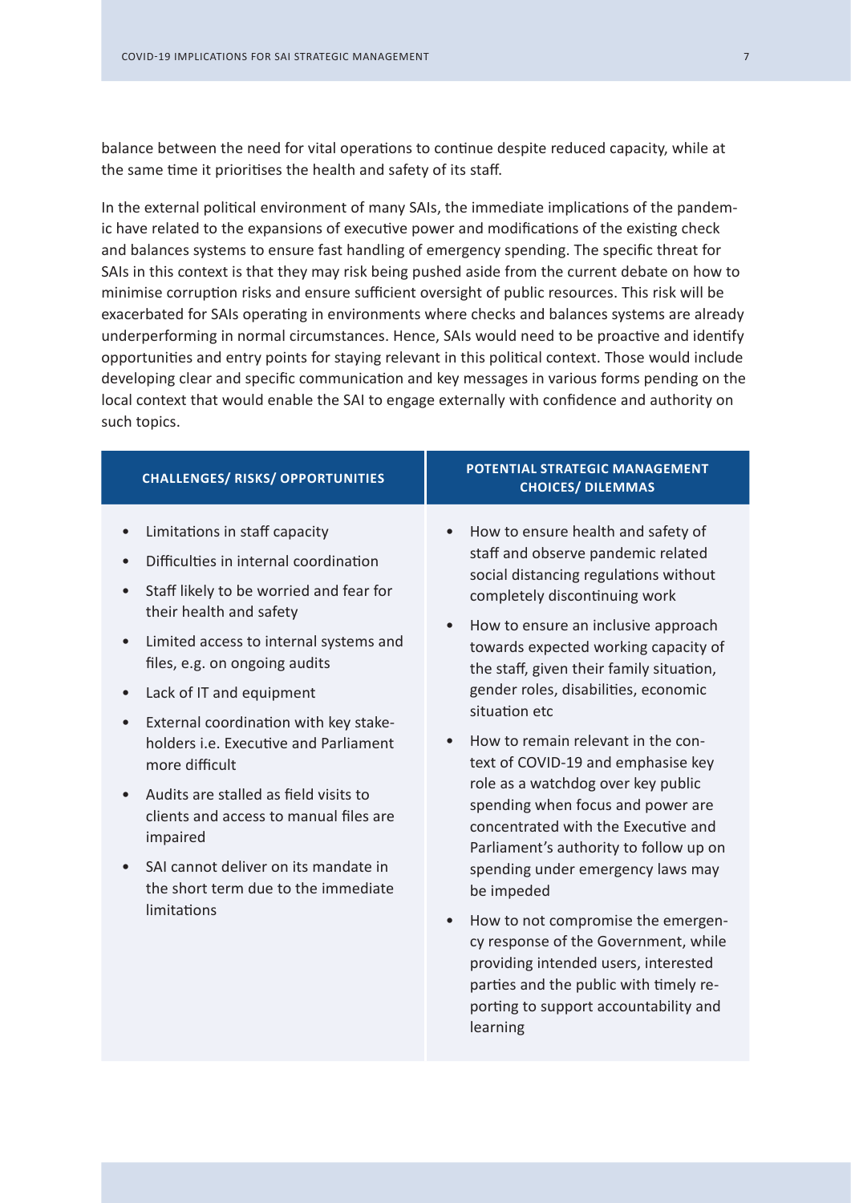balance between the need for vital operations to continue despite reduced capacity, while at the same time it prioritises the health and safety of its staff.

In the external political environment of many SAIs, the immediate implications of the pandemic have related to the expansions of executive power and modifications of the existing check and balances systems to ensure fast handling of emergency spending. The specific threat for SAIs in this context is that they may risk being pushed aside from the current debate on how to minimise corruption risks and ensure sufficient oversight of public resources. This risk will be exacerbated for SAIs operating in environments where checks and balances systems are already underperforming in normal circumstances. Hence, SAIs would need to be proactive and identify opportunities and entry points for staying relevant in this political context. Those would include developing clear and specific communication and key messages in various forms pending on the local context that would enable the SAI to engage externally with confidence and authority on such topics.

| CHALLENGES/ RISKS/ OPPORTUNITIES | POTENTIAL STRATEGIC MANAGEMENT CHOICES/ DILEMMAS |
|---|---|
| • Limitations in staff capacity<br>• Difficulties in internal coordination<br>• Staff likely to be worried and fear for their health and safety<br>• Limited access to internal systems and files, e.g. on ongoing audits<br>• Lack of IT and equipment<br>• External coordination with key stakeholders i.e. Executive and Parliament more difficult<br>• Audits are stalled as field visits to clients and access to manual files are impaired<br>• SAI cannot deliver on its mandate in the short term due to the immediate limitations | • How to ensure health and safety of staff and observe pandemic related social distancing regulations without completely discontinuing work<br>• How to ensure an inclusive approach towards expected working capacity of the staff, given their family situation, gender roles, disabilities, economic situation etc<br>• How to remain relevant in the context of COVID-19 and emphasise key role as a watchdog over key public spending when focus and power are concentrated with the Executive and Parliament's authority to follow up on spending under emergency laws may be impeded<br>• How to not compromise the emergency response of the Government, while providing intended users, interested parties and the public with timely reporting to support accountability and learning |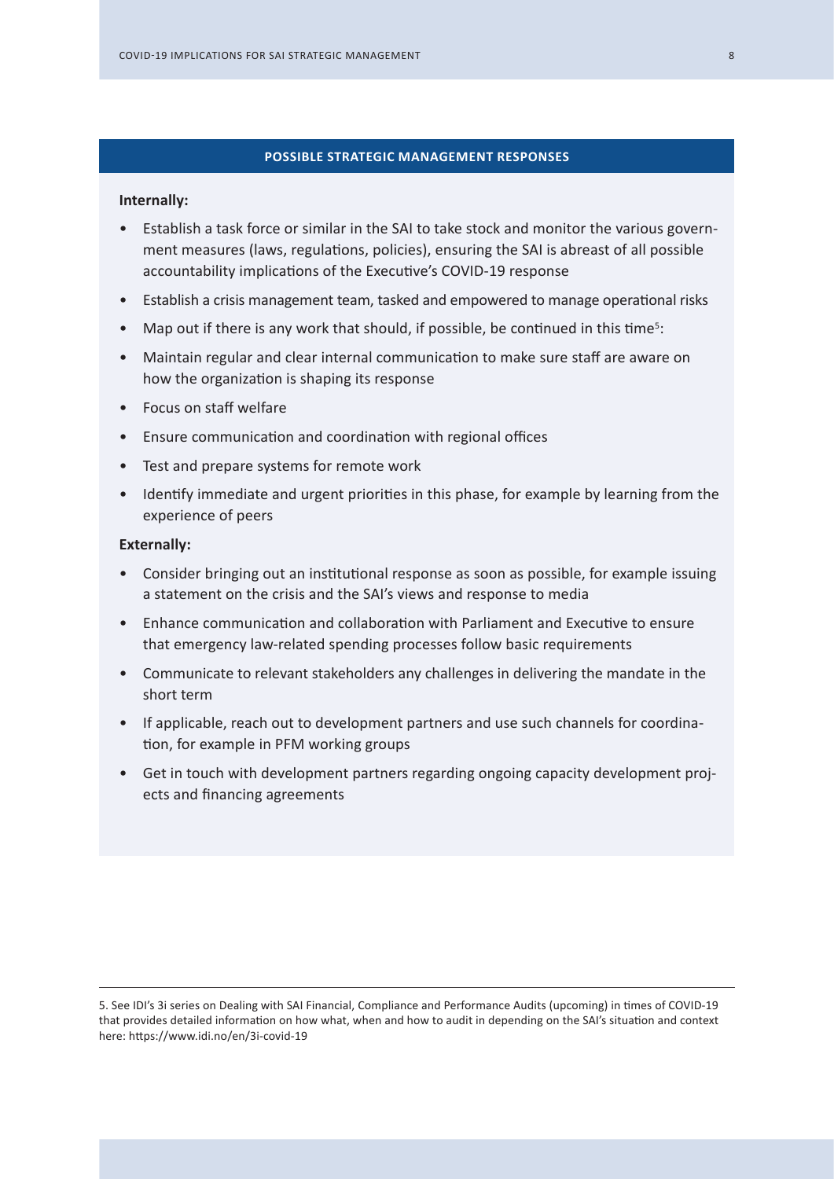### POSSIBLE STRATEGIC MANAGEMENT RESPONSES

**Internally:**

- Establish a task force or similar in the SAI to take stock and monitor the various government measures (laws, regulations, policies), ensuring the SAI is abreast of all possible accountability implications of the Executive's COVID-19 response
- Establish a crisis management team, tasked and empowered to manage operational risks
- Map out if there is any work that should, if possible, be continued in this time[5]:
- Maintain regular and clear internal communication to make sure staff are aware on how the organization is shaping its response
- Focus on staff welfare
- Ensure communication and coordination with regional offices
- Test and prepare systems for remote work
- Identify immediate and urgent priorities in this phase, for example by learning from the experience of peers

**Externally:**

- Consider bringing out an institutional response as soon as possible, for example issuing a statement on the crisis and the SAI's views and response to media
- Enhance communication and collaboration with Parliament and Executive to ensure that emergency law-related spending processes follow basic requirements
- Communicate to relevant stakeholders any challenges in delivering the mandate in the short term
- If applicable, reach out to development partners and use such channels for coordination, for example in PFM working groups
- Get in touch with development partners regarding ongoing capacity development projects and financing agreements

---

5. See IDI's 3i series on Dealing with SAI Financial, Compliance and Performance Audits (upcoming) in times of COVID-19 that provides detailed information on how what, when and how to audit in depending on the SAI's situation and context here: https://www.idi.no/en/3i-covid-19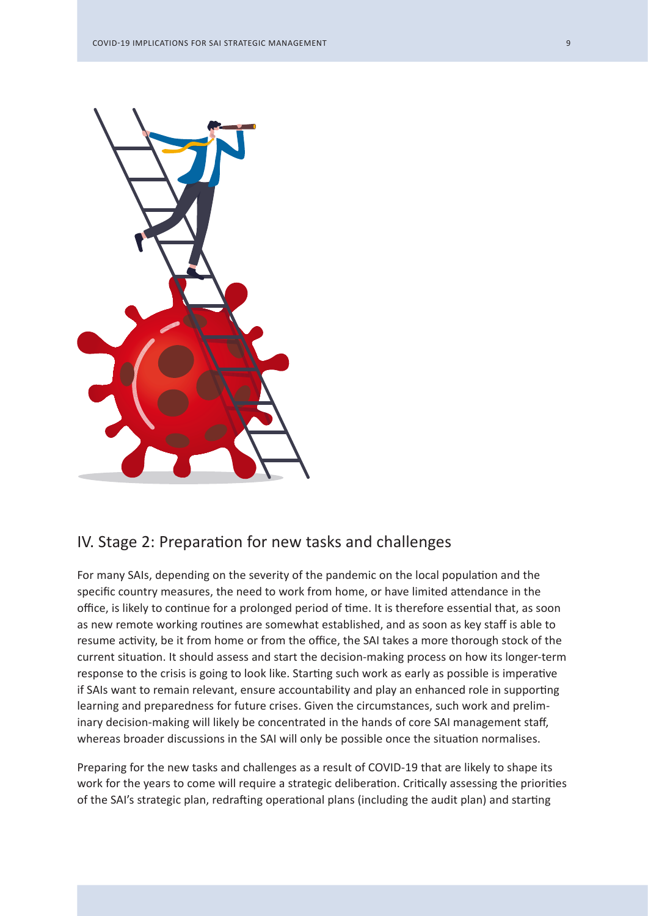## IV. Stage 2: Preparation for new tasks and challenges

For many SAIs, depending on the severity of the pandemic on the local population and the specific country measures, the need to work from home, or have limited attendance in the office, is likely to continue for a prolonged period of time. It is therefore essential that, as soon as new remote working routines are somewhat established, and as soon as key staff is able to resume activity, be it from home or from the office, the SAI takes a more thorough stock of the current situation. It should assess and start the decision-making process on how its longer-term response to the crisis is going to look like. Starting such work as early as possible is imperative if SAIs want to remain relevant, ensure accountability and play an enhanced role in supporting learning and preparedness for future crises. Given the circumstances, such work and preliminary decision-making will likely be concentrated in the hands of core SAI management staff, whereas broader discussions in the SAI will only be possible once the situation normalises.

Preparing for the new tasks and challenges as a result of COVID-19 that are likely to shape its work for the years to come will require a strategic deliberation. Critically assessing the priorities of the SAI's strategic plan, redrafting operational plans (including the audit plan) and starting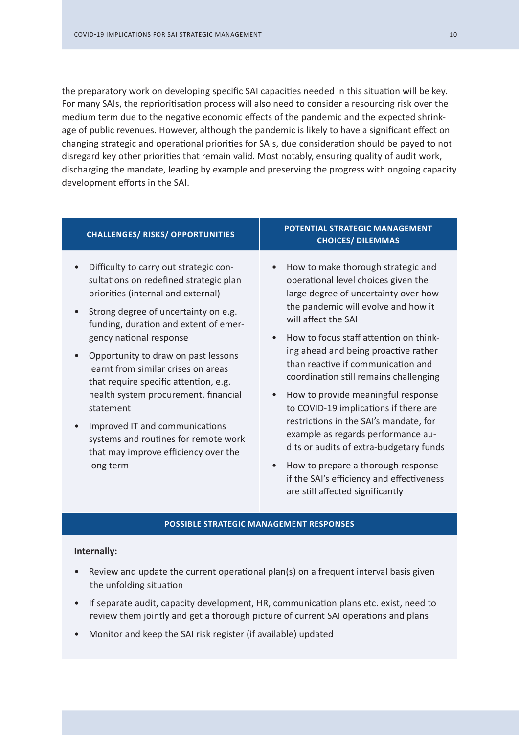the preparatory work on developing specific SAI capacities needed in this situation will be key. For many SAIs, the reprioritisation process will also need to consider a resourcing risk over the medium term due to the negative economic effects of the pandemic and the expected shrinkage of public revenues. However, although the pandemic is likely to have a significant effect on changing strategic and operational priorities for SAIs, due consideration should be payed to not disregard key other priorities that remain valid. Most notably, ensuring quality of audit work, discharging the mandate, leading by example and preserving the progress with ongoing capacity development efforts in the SAI.

| CHALLENGES/ RISKS/ OPPORTUNITIES | POTENTIAL STRATEGIC MANAGEMENT CHOICES/ DILEMMAS |
|---|---|
| • Difficulty to carry out strategic consultations on redefined strategic plan priorities (internal and external)<br>• Strong degree of uncertainty on e.g. funding, duration and extent of emergency national response<br>• Opportunity to draw on past lessons learnt from similar crises on areas that require specific attention, e.g. health system procurement, financial statement<br>• Improved IT and communications systems and routines for remote work that may improve efficiency over the long term | • How to make thorough strategic and operational level choices given the large degree of uncertainty over how the pandemic will evolve and how it will affect the SAI<br>• How to focus staff attention on thinking ahead and being proactive rather than reactive if communication and coordination still remains challenging<br>• How to provide meaningful response to COVID-19 implications if there are restrictions in the SAI's mandate, for example as regards performance audits or audits of extra-budgetary funds<br>• How to prepare a thorough response if the SAI's efficiency and effectiveness are still affected significantly |

**POSSIBLE STRATEGIC MANAGEMENT RESPONSES**

**Internally:**

- Review and update the current operational plan(s) on a frequent interval basis given the unfolding situation
- If separate audit, capacity development, HR, communication plans etc. exist, need to review them jointly and get a thorough picture of current SAI operations and plans
- Monitor and keep the SAI risk register (if available) updated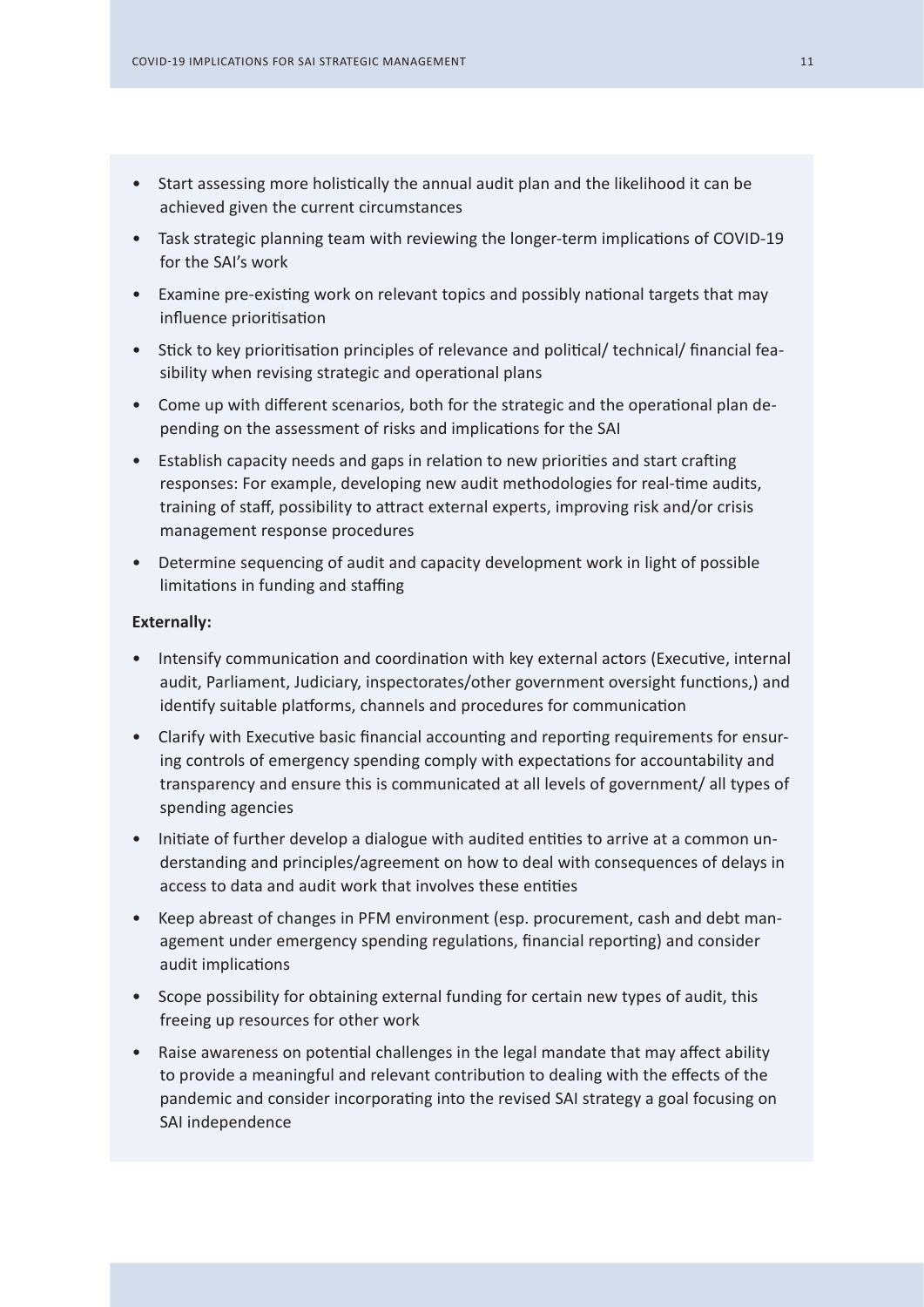- Start assessing more holistically the annual audit plan and the likelihood it can be achieved given the current circumstances
- Task strategic planning team with reviewing the longer-term implications of COVID-19 for the SAI's work
- Examine pre-existing work on relevant topics and possibly national targets that may influence prioritisation
- Stick to key prioritisation principles of relevance and political/ technical/ financial feasibility when revising strategic and operational plans
- Come up with different scenarios, both for the strategic and the operational plan depending on the assessment of risks and implications for the SAI
- Establish capacity needs and gaps in relation to new priorities and start crafting responses: For example, developing new audit methodologies for real-time audits, training of staff, possibility to attract external experts, improving risk and/or crisis management response procedures
- Determine sequencing of audit and capacity development work in light of possible limitations in funding and staffing

**Externally:**

- Intensify communication and coordination with key external actors (Executive, internal audit, Parliament, Judiciary, inspectorates/other government oversight functions,) and identify suitable platforms, channels and procedures for communication
- Clarify with Executive basic financial accounting and reporting requirements for ensuring controls of emergency spending comply with expectations for accountability and transparency and ensure this is communicated at all levels of government/ all types of spending agencies
- Initiate of further develop a dialogue with audited entities to arrive at a common understanding and principles/agreement on how to deal with consequences of delays in access to data and audit work that involves these entities
- Keep abreast of changes in PFM environment (esp. procurement, cash and debt management under emergency spending regulations, financial reporting) and consider audit implications
- Scope possibility for obtaining external funding for certain new types of audit, this freeing up resources for other work
- Raise awareness on potential challenges in the legal mandate that may affect ability to provide a meaningful and relevant contribution to dealing with the effects of the pandemic and consider incorporating into the revised SAI strategy a goal focusing on SAI independence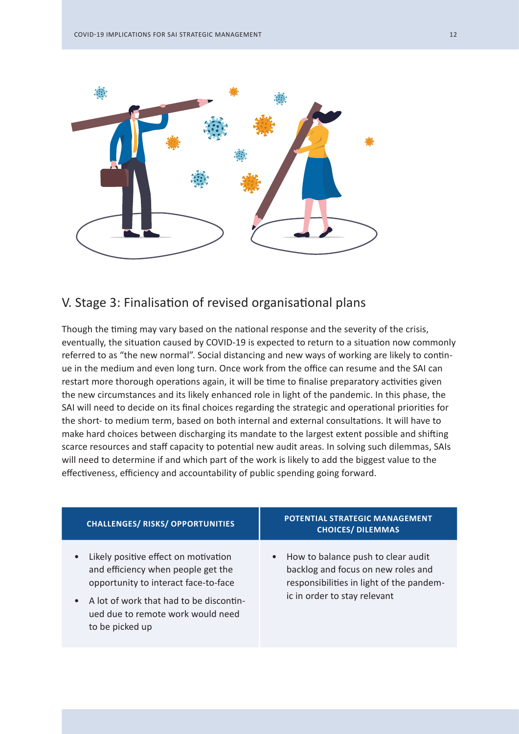## V. Stage 3: Finalisation of revised organisational plans

Though the timing may vary based on the national response and the severity of the crisis, eventually, the situation caused by COVID-19 is expected to return to a situation now commonly referred to as "the new normal". Social distancing and new ways of working are likely to continue in the medium and even long turn. Once work from the office can resume and the SAI can restart more thorough operations again, it will be time to finalise preparatory activities given the new circumstances and its likely enhanced role in light of the pandemic. In this phase, the SAI will need to decide on its final choices regarding the strategic and operational priorities for the short- to medium term, based on both internal and external consultations. It will have to make hard choices between discharging its mandate to the largest extent possible and shifting scarce resources and staff capacity to potential new audit areas. In solving such dilemmas, SAIs will need to determine if and which part of the work is likely to add the biggest value to the effectiveness, efficiency and accountability of public spending going forward.

| CHALLENGES/ RISKS/ OPPORTUNITIES | POTENTIAL STRATEGIC MANAGEMENT CHOICES/ DILEMMAS |
| --- | --- |
| • Likely positive effect on motivation and efficiency when people get the opportunity to interact face-to-face<br>• A lot of work that had to be discontinued due to remote work would need to be picked up | • How to balance push to clear audit backlog and focus on new roles and responsibilities in light of the pandemic in order to stay relevant |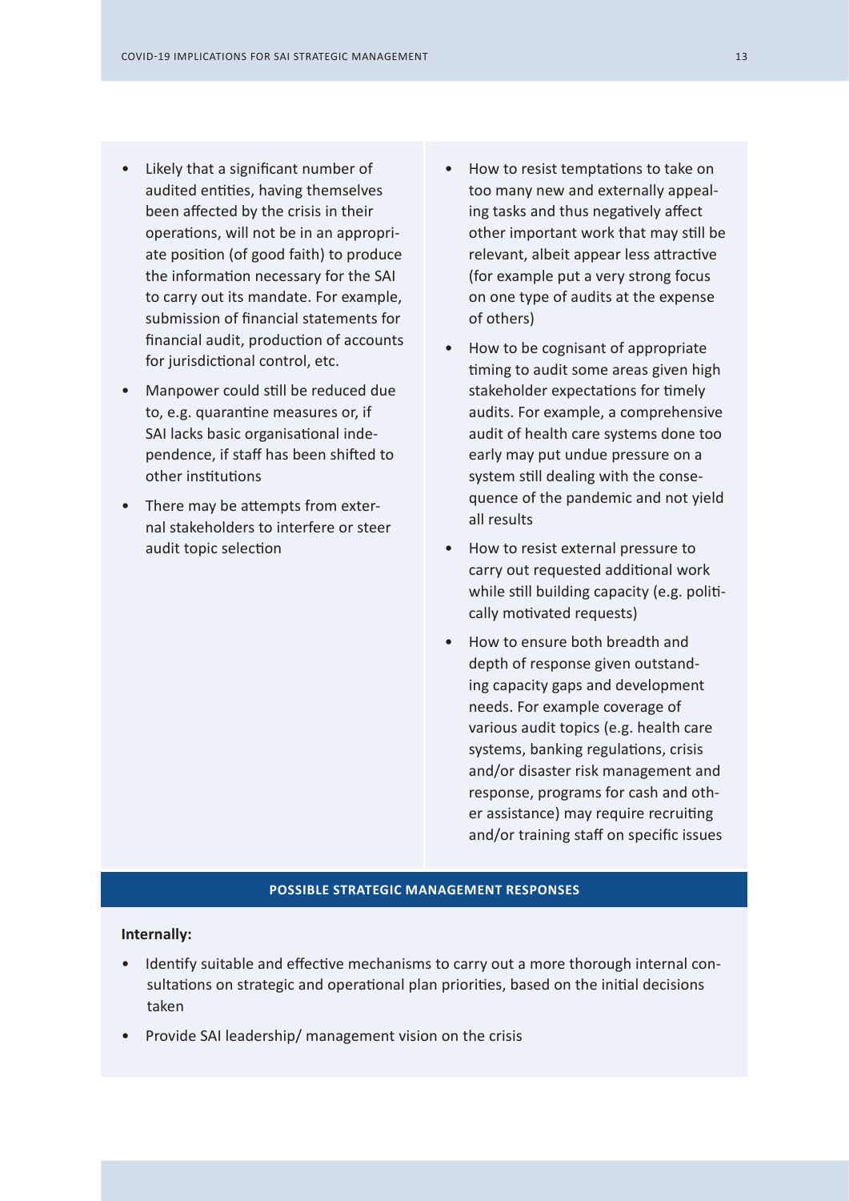- Likely that a significant number of audited entities, having themselves been affected by the crisis in their operations, will not be in an appropriate position (of good faith) to produce the information necessary for the SAI to carry out its mandate. For example, submission of financial statements for financial audit, production of accounts for jurisdictional control, etc.
- Manpower could still be reduced due to, e.g. quarantine measures or, if SAI lacks basic organisational independence, if staff has been shifted to other institutions
- There may be attempts from external stakeholders to interfere or steer audit topic selection

- How to resist temptations to take on too many new and externally appealing tasks and thus negatively affect other important work that may still be relevant, albeit appear less attractive (for example put a very strong focus on one type of audits at the expense of others)
- How to be cognisant of appropriate timing to audit some areas given high stakeholder expectations for timely audits. For example, a comprehensive audit of health care systems done too early may put undue pressure on a system still dealing with the consequence of the pandemic and not yield all results
- How to resist external pressure to carry out requested additional work while still building capacity (e.g. politically motivated requests)
- How to ensure both breadth and depth of response given outstanding capacity gaps and development needs. For example coverage of various audit topics (e.g. health care systems, banking regulations, crisis and/or disaster risk management and response, programs for cash and other assistance) may require recruiting and/or training staff on specific issues

**POSSIBLE STRATEGIC MANAGEMENT RESPONSES**

**Internally:**

- Identify suitable and effective mechanisms to carry out a more thorough internal consultations on strategic and operational plan priorities, based on the initial decisions taken
- Provide SAI leadership/ management vision on the crisis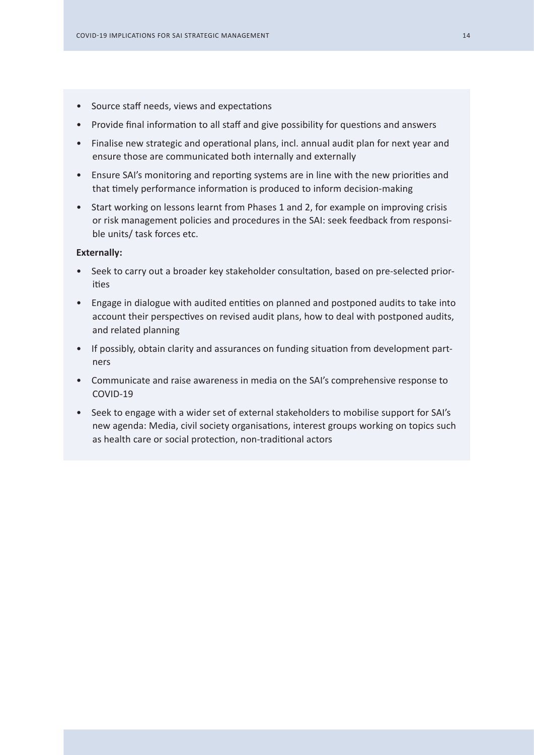- Source staff needs, views and expectations
- Provide final information to all staff and give possibility for questions and answers
- Finalise new strategic and operational plans, incl. annual audit plan for next year and ensure those are communicated both internally and externally
- Ensure SAI's monitoring and reporting systems are in line with the new priorities and that timely performance information is produced to inform decision-making
- Start working on lessons learnt from Phases 1 and 2, for example on improving crisis or risk management policies and procedures in the SAI: seek feedback from responsible units/ task forces etc.

**Externally:**

- Seek to carry out a broader key stakeholder consultation, based on pre-selected priorities
- Engage in dialogue with audited entities on planned and postponed audits to take into account their perspectives on revised audit plans, how to deal with postponed audits, and related planning
- If possibly, obtain clarity and assurances on funding situation from development partners
- Communicate and raise awareness in media on the SAI's comprehensive response to COVID-19
- Seek to engage with a wider set of external stakeholders to mobilise support for SAI's new agenda: Media, civil society organisations, interest groups working on topics such as health care or social protection, non-traditional actors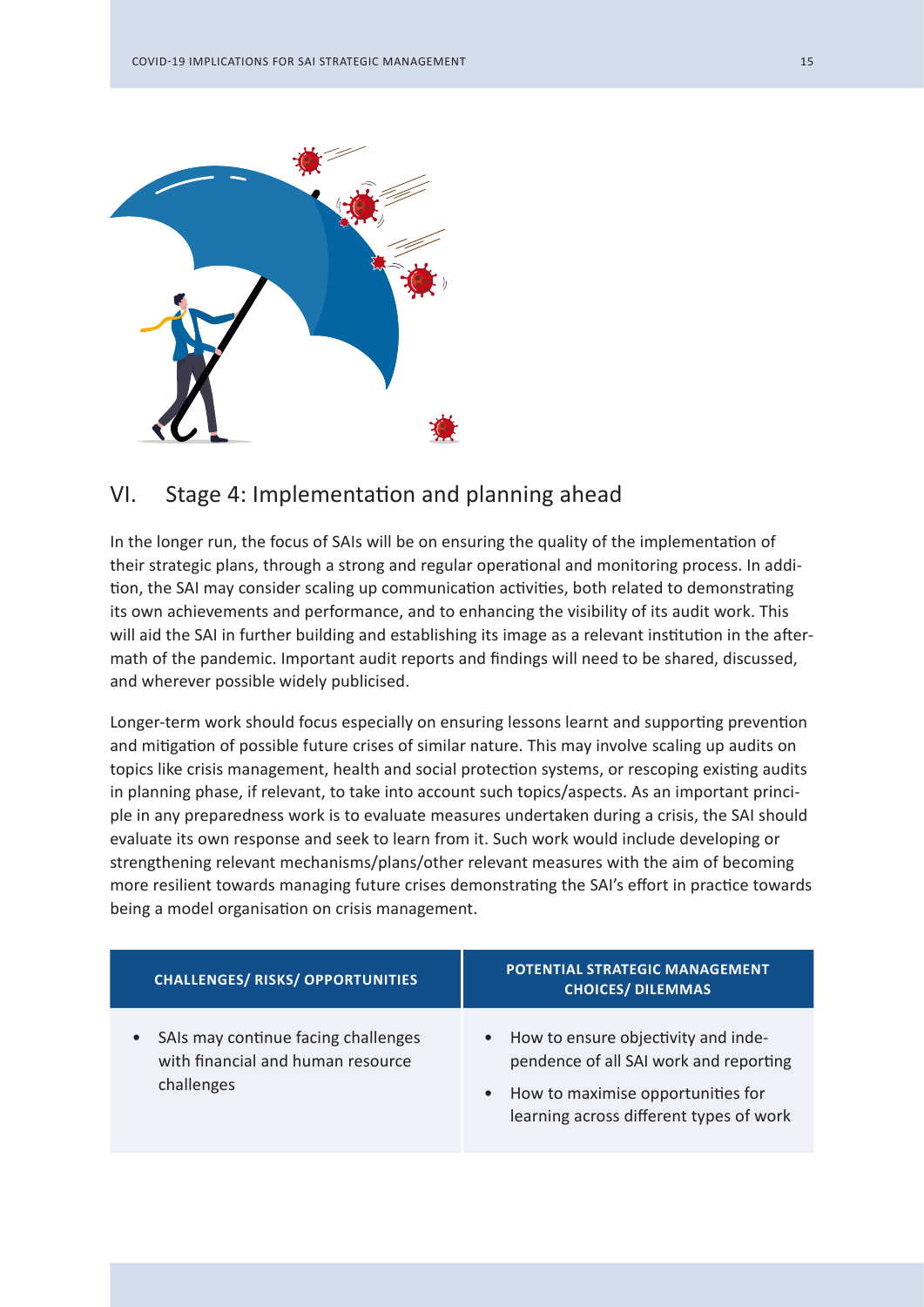## VI. Stage 4: Implementation and planning ahead

In the longer run, the focus of SAIs will be on ensuring the quality of the implementation of their strategic plans, through a strong and regular operational and monitoring process. In addition, the SAI may consider scaling up communication activities, both related to demonstrating its own achievements and performance, and to enhancing the visibility of its audit work. This will aid the SAI in further building and establishing its image as a relevant institution in the aftermath of the pandemic. Important audit reports and findings will need to be shared, discussed, and wherever possible widely publicised.

Longer-term work should focus especially on ensuring lessons learnt and supporting prevention and mitigation of possible future crises of similar nature. This may involve scaling up audits on topics like crisis management, health and social protection systems, or rescoping existing audits in planning phase, if relevant, to take into account such topics/aspects. As an important principle in any preparedness work is to evaluate measures undertaken during a crisis, the SAI should evaluate its own response and seek to learn from it. Such work would include developing or strengthening relevant mechanisms/plans/other relevant measures with the aim of becoming more resilient towards managing future crises demonstrating the SAI's effort in practice towards being a model organisation on crisis management.

| CHALLENGES/ RISKS/ OPPORTUNITIES | POTENTIAL STRATEGIC MANAGEMENT CHOICES/ DILEMMAS |
|---|---|
| • SAIs may continue facing challenges with financial and human resource challenges | • How to ensure objectivity and independence of all SAI work and reporting<br>• How to maximise opportunities for learning across different types of work |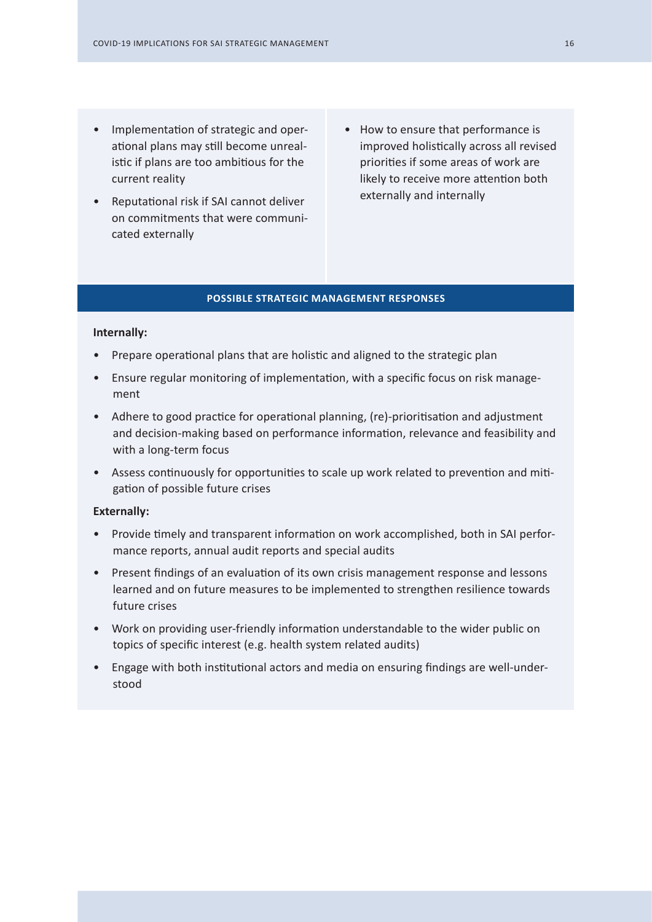- Implementation of strategic and operational plans may still become unrealistic if plans are too ambitious for the current reality
- Reputational risk if SAI cannot deliver on commitments that were communicated externally
- How to ensure that performance is improved holistically across all revised priorities if some areas of work are likely to receive more attention both externally and internally

**POSSIBLE STRATEGIC MANAGEMENT RESPONSES**

**Internally:**

- Prepare operational plans that are holistic and aligned to the strategic plan
- Ensure regular monitoring of implementation, with a specific focus on risk management
- Adhere to good practice for operational planning, (re)-prioritisation and adjustment and decision-making based on performance information, relevance and feasibility and with a long-term focus
- Assess continuously for opportunities to scale up work related to prevention and mitigation of possible future crises

**Externally:**

- Provide timely and transparent information on work accomplished, both in SAI performance reports, annual audit reports and special audits
- Present findings of an evaluation of its own crisis management response and lessons learned and on future measures to be implemented to strengthen resilience towards future crises
- Work on providing user-friendly information understandable to the wider public on topics of specific interest (e.g. health system related audits)
- Engage with both institutional actors and media on ensuring findings are well-understood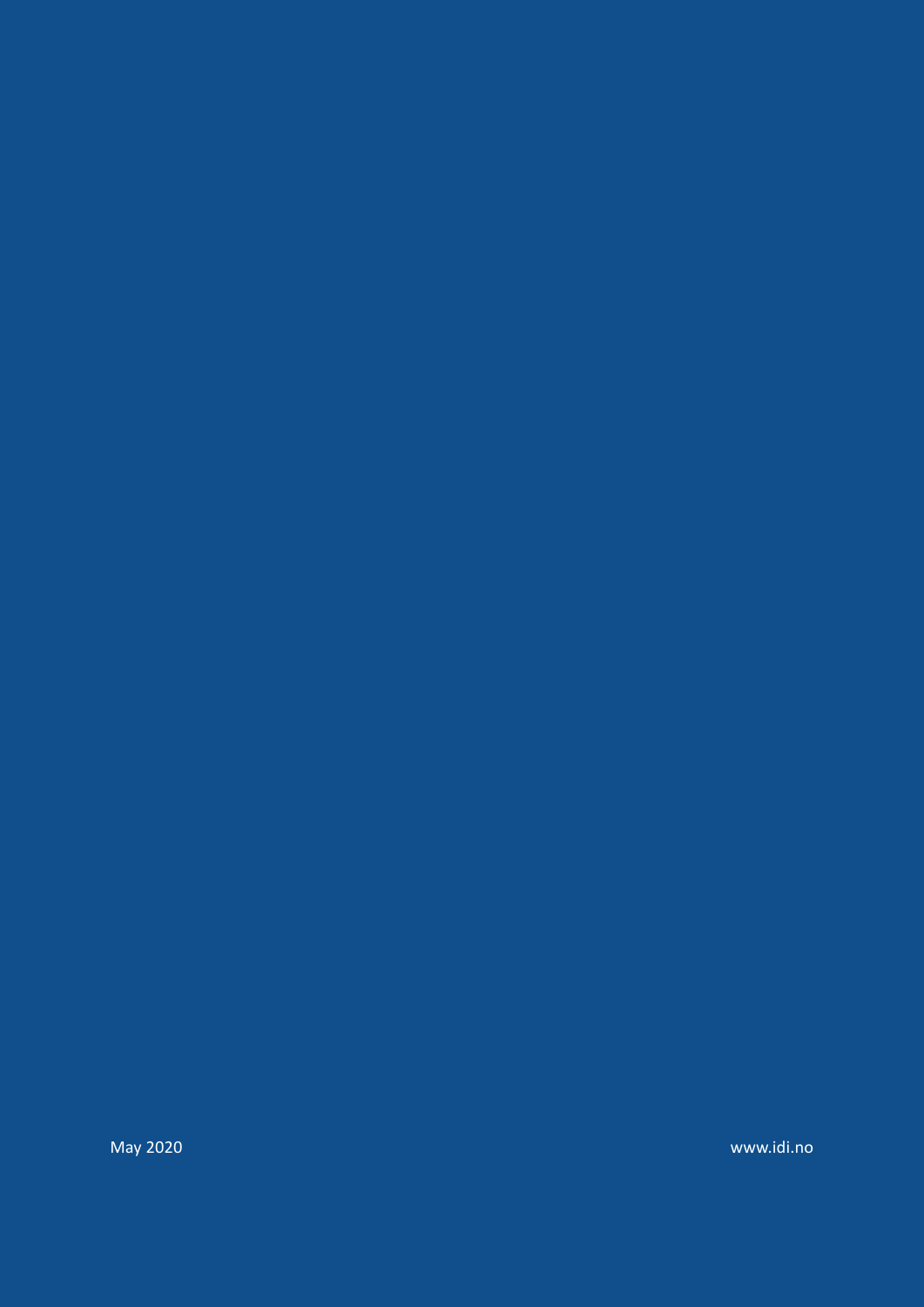May 2020

www.idi.no